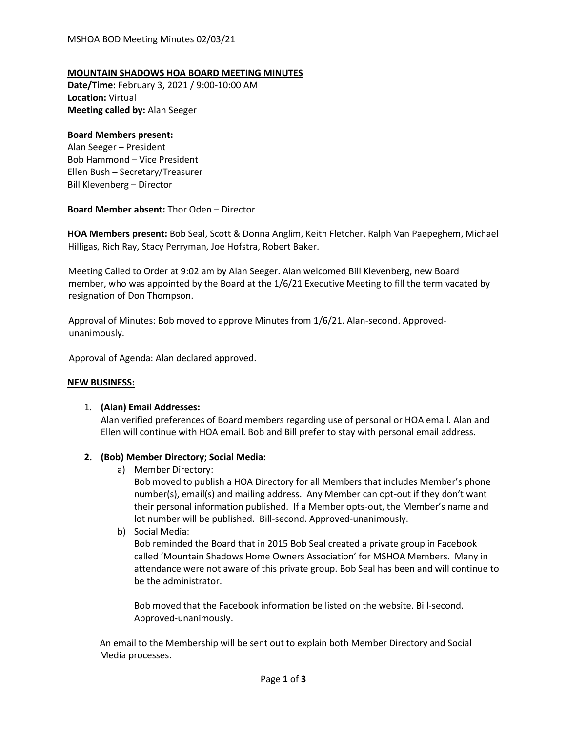# MOUNTAIN SHADOWS HOA BOARD MEETING MINUTES

**Date/Time:** February 3, 2021 / 9:00-10:00 AM
**Location:** Virtual
**Meeting called by:** Alan Seeger

**Board Members present:**
Alan Seeger – President
Bob Hammond – Vice President
Ellen Bush – Secretary/Treasurer
Bill Klevenberg – Director

**Board Member absent:** Thor Oden – Director

**HOA Members present:** Bob Seal, Scott & Donna Anglim, Keith Fletcher, Ralph Van Paepeghem, Michael Hilligas, Rich Ray, Stacy Perryman, Joe Hofstra, Robert Baker.

Meeting Called to Order at 9:02 am by Alan Seeger. Alan welcomed Bill Klevenberg, new Board member, who was appointed by the Board at the 1/6/21 Executive Meeting to fill the term vacated by resignation of Don Thompson.

Approval of Minutes: Bob moved to approve Minutes from 1/6/21. Alan-second. Approved-unanimously.

Approval of Agenda: Alan declared approved.

## NEW BUSINESS:

1. **(Alan) Email Addresses:**
   Alan verified preferences of Board members regarding use of personal or HOA email. Alan and Ellen will continue with HOA email. Bob and Bill prefer to stay with personal email address.

2. **(Bob) Member Directory; Social Media:**
   a) Member Directory:
      Bob moved to publish a HOA Directory for all Members that includes Member's phone number(s), email(s) and mailing address. Any Member can opt-out if they don't want their personal information published. If a Member opts-out, the Member's name and lot number will be published. Bill-second. Approved-unanimously.

   b) Social Media:
      Bob reminded the Board that in 2015 Bob Seal created a private group in Facebook called 'Mountain Shadows Home Owners Association' for MSHOA Members. Many in attendance were not aware of this private group. Bob Seal has been and will continue to be the administrator.

      Bob moved that the Facebook information be listed on the website. Bill-second. Approved-unanimously.

   An email to the Membership will be sent out to explain both Member Directory and Social Media processes.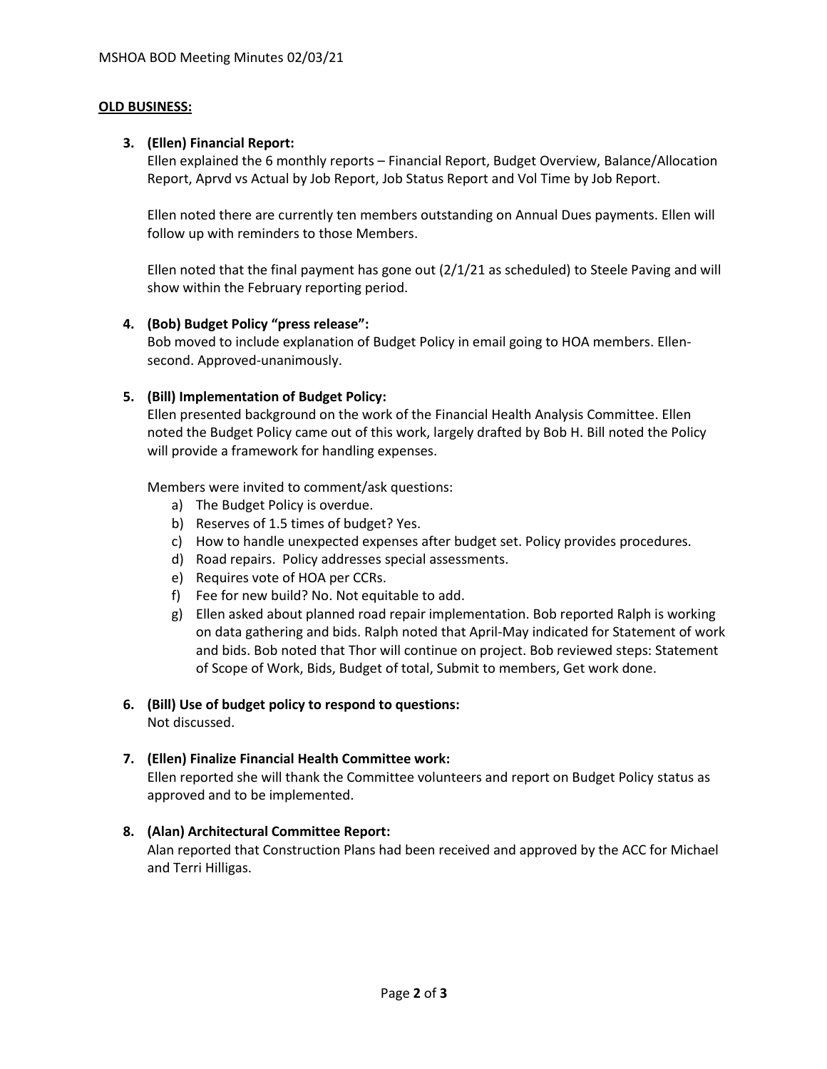**OLD BUSINESS:**

3. **(Ellen) Financial Report:**
   Ellen explained the 6 monthly reports – Financial Report, Budget Overview, Balance/Allocation Report, Aprvd vs Actual by Job Report, Job Status Report and Vol Time by Job Report.

   Ellen noted there are currently ten members outstanding on Annual Dues payments. Ellen will follow up with reminders to those Members.

   Ellen noted that the final payment has gone out (2/1/21 as scheduled) to Steele Paving and will show within the February reporting period.

4. **(Bob) Budget Policy "press release":**
   Bob moved to include explanation of Budget Policy in email going to HOA members. Ellen-second. Approved-unanimously.

5. **(Bill) Implementation of Budget Policy:**
   Ellen presented background on the work of the Financial Health Analysis Committee. Ellen noted the Budget Policy came out of this work, largely drafted by Bob H. Bill noted the Policy will provide a framework for handling expenses.

   Members were invited to comment/ask questions:
   a) The Budget Policy is overdue.
   b) Reserves of 1.5 times of budget? Yes.
   c) How to handle unexpected expenses after budget set. Policy provides procedures.
   d) Road repairs. Policy addresses special assessments.
   e) Requires vote of HOA per CCRs.
   f) Fee for new build? No. Not equitable to add.
   g) Ellen asked about planned road repair implementation. Bob reported Ralph is working on data gathering and bids. Ralph noted that April-May indicated for Statement of work and bids. Bob noted that Thor will continue on project. Bob reviewed steps: Statement of Scope of Work, Bids, Budget of total, Submit to members, Get work done.

6. **(Bill) Use of budget policy to respond to questions:**
   Not discussed.

7. **(Ellen) Finalize Financial Health Committee work:**
   Ellen reported she will thank the Committee volunteers and report on Budget Policy status as approved and to be implemented.

8. **(Alan) Architectural Committee Report:**
   Alan reported that Construction Plans had been received and approved by the ACC for Michael and Terri Hilligas.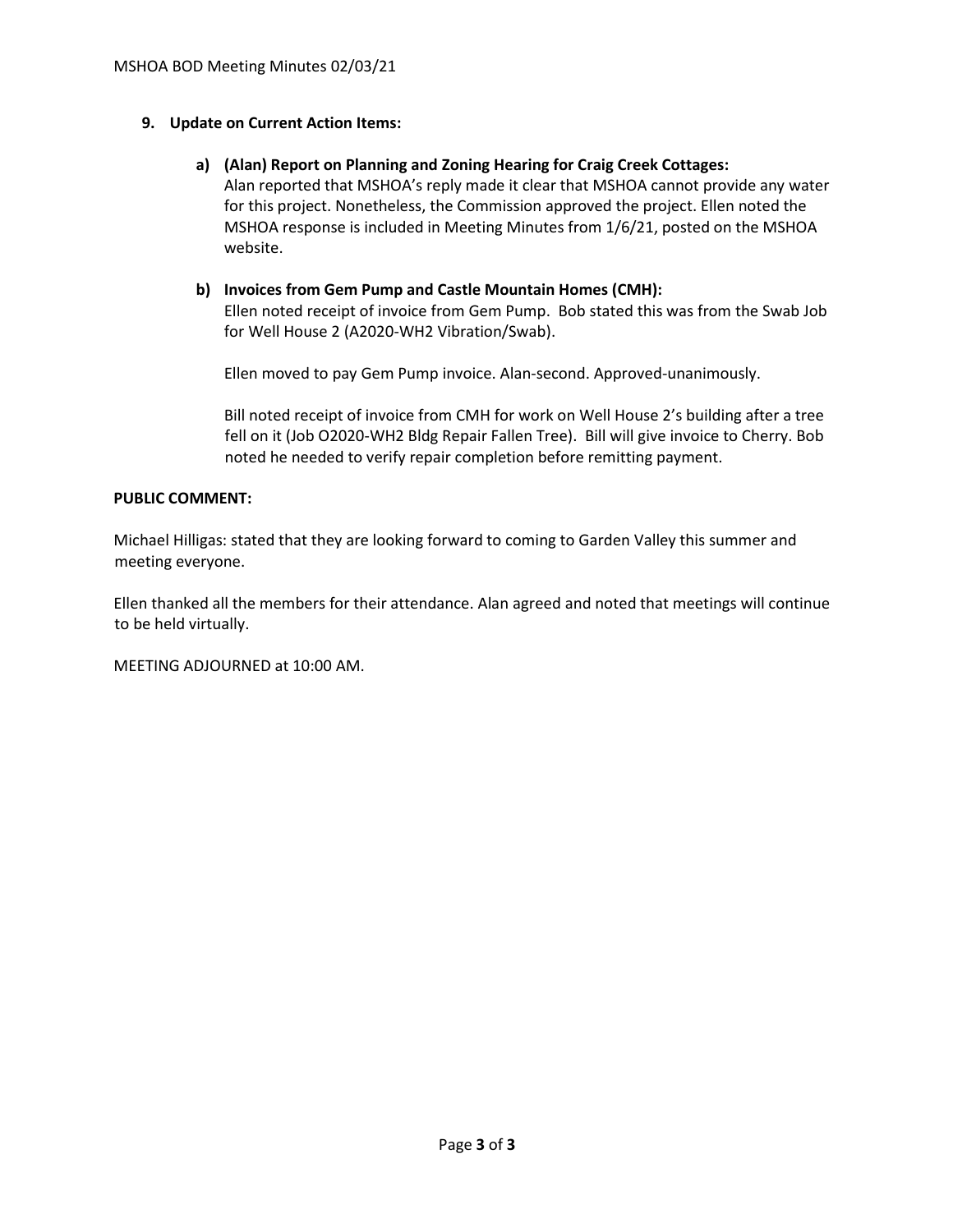## 9. Update on Current Action Items:

**a) (Alan) Report on Planning and Zoning Hearing for Craig Creek Cottages:**

Alan reported that MSHOA's reply made it clear that MSHOA cannot provide any water for this project. Nonetheless, the Commission approved the project. Ellen noted the MSHOA response is included in Meeting Minutes from 1/6/21, posted on the MSHOA website.

**b) Invoices from Gem Pump and Castle Mountain Homes (CMH):**

Ellen noted receipt of invoice from Gem Pump. Bob stated this was from the Swab Job for Well House 2 (A2020-WH2 Vibration/Swab).

Ellen moved to pay Gem Pump invoice. Alan-second. Approved-unanimously.

Bill noted receipt of invoice from CMH for work on Well House 2's building after a tree fell on it (Job O2020-WH2 Bldg Repair Fallen Tree). Bill will give invoice to Cherry. Bob noted he needed to verify repair completion before remitting payment.

**PUBLIC COMMENT:**

Michael Hilligas: stated that they are looking forward to coming to Garden Valley this summer and meeting everyone.

Ellen thanked all the members for their attendance. Alan agreed and noted that meetings will continue to be held virtually.

MEETING ADJOURNED at 10:00 AM.